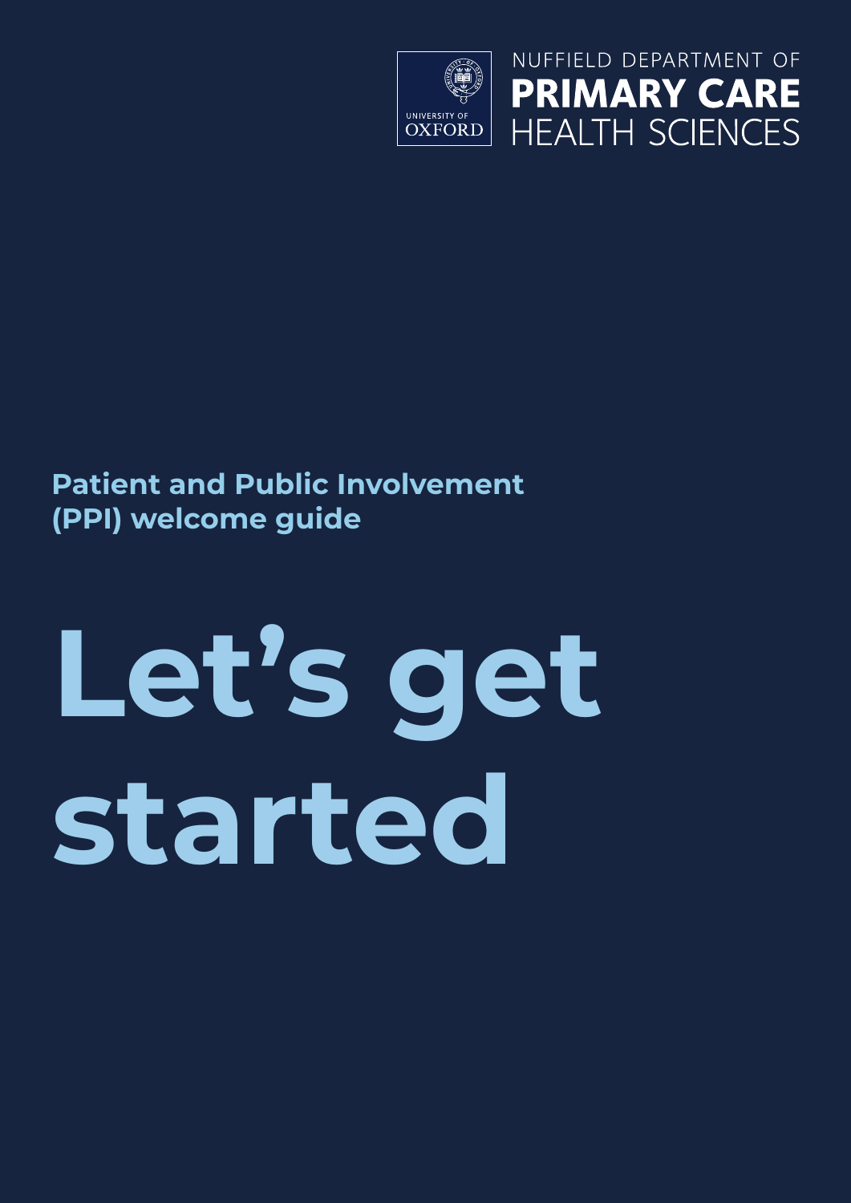UNIVERSITY OF OXFORD

NUFFIELD DEPARTMENT OF **PRIMARY CARE** HEALTH SCIENCES

**Patient and Public Involvement (PPI) welcome guide**

# Let's get started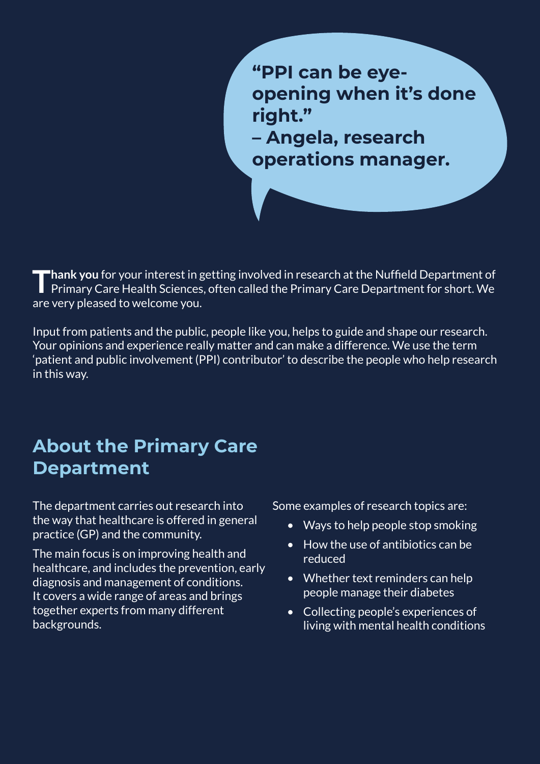**"PPI can be eye-opening when it's done right."**
**– Angela, research operations manager.**

**Thank you** for your interest in getting involved in research at the Nuffield Department of Primary Care Health Sciences, often called the Primary Care Department for short. We are very pleased to welcome you.

Input from patients and the public, people like you, helps to guide and shape our research. Your opinions and experience really matter and can make a difference. We use the term 'patient and public involvement (PPI) contributor' to describe the people who help research in this way.

## About the Primary Care Department

The department carries out research into the way that healthcare is offered in general practice (GP) and the community.

The main focus is on improving health and healthcare, and includes the prevention, early diagnosis and management of conditions. It covers a wide range of areas and brings together experts from many different backgrounds.

Some examples of research topics are:

- Ways to help people stop smoking
- How the use of antibiotics can be reduced
- Whether text reminders can help people manage their diabetes
- Collecting people's experiences of living with mental health conditions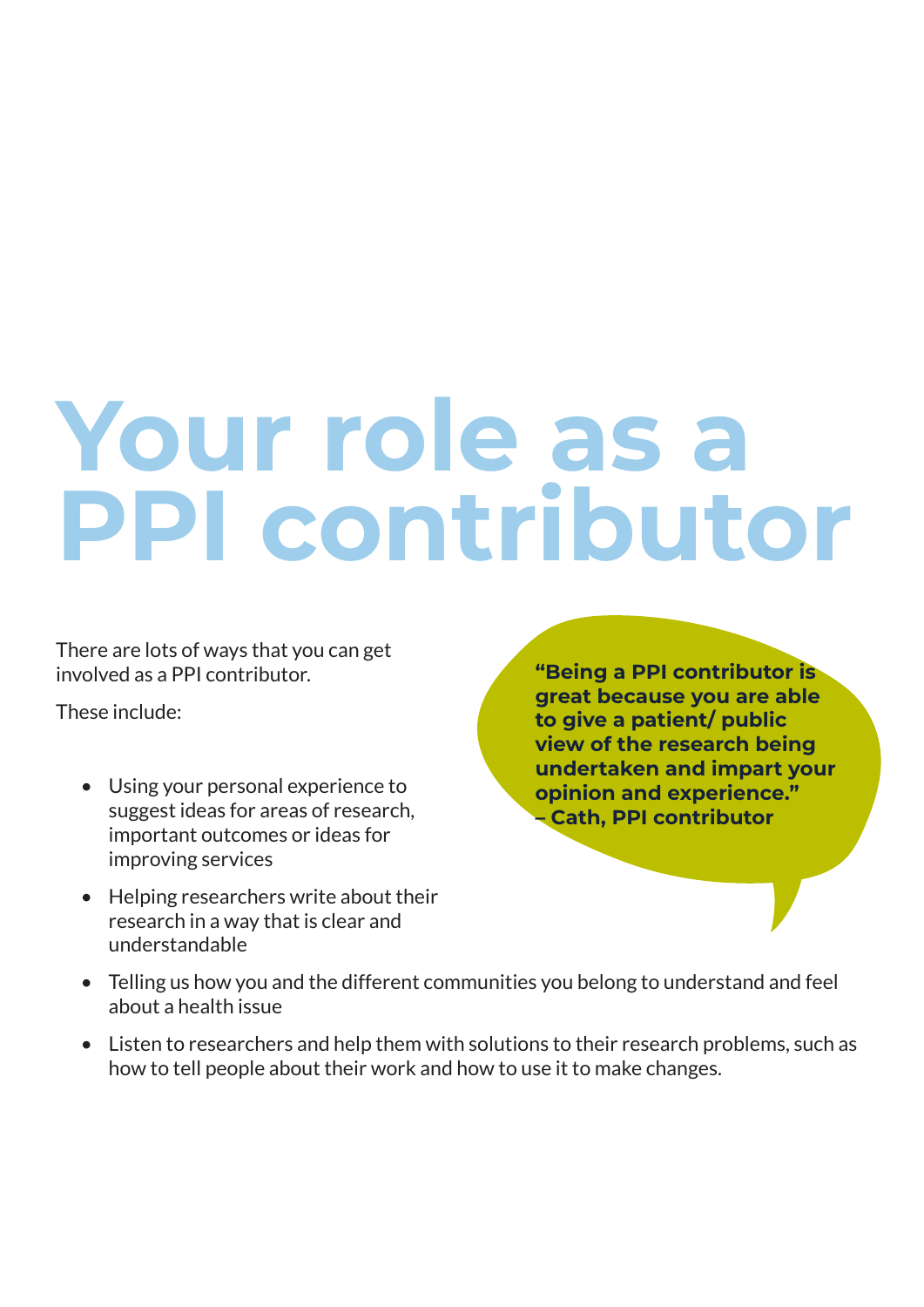# Your role as a PPI contributor

There are lots of ways that you can get involved as a PPI contributor.

These include:

- Using your personal experience to suggest ideas for areas of research, important outcomes or ideas for improving services
- Helping researchers write about their research in a way that is clear and understandable
- Telling us how you and the different communities you belong to understand and feel about a health issue
- Listen to researchers and help them with solutions to their research problems, such as how to tell people about their work and how to use it to make changes.

**“Being a PPI contributor is great because you are able to give a patient/ public view of the research being undertaken and impart your opinion and experience.” – Cath, PPI contributor**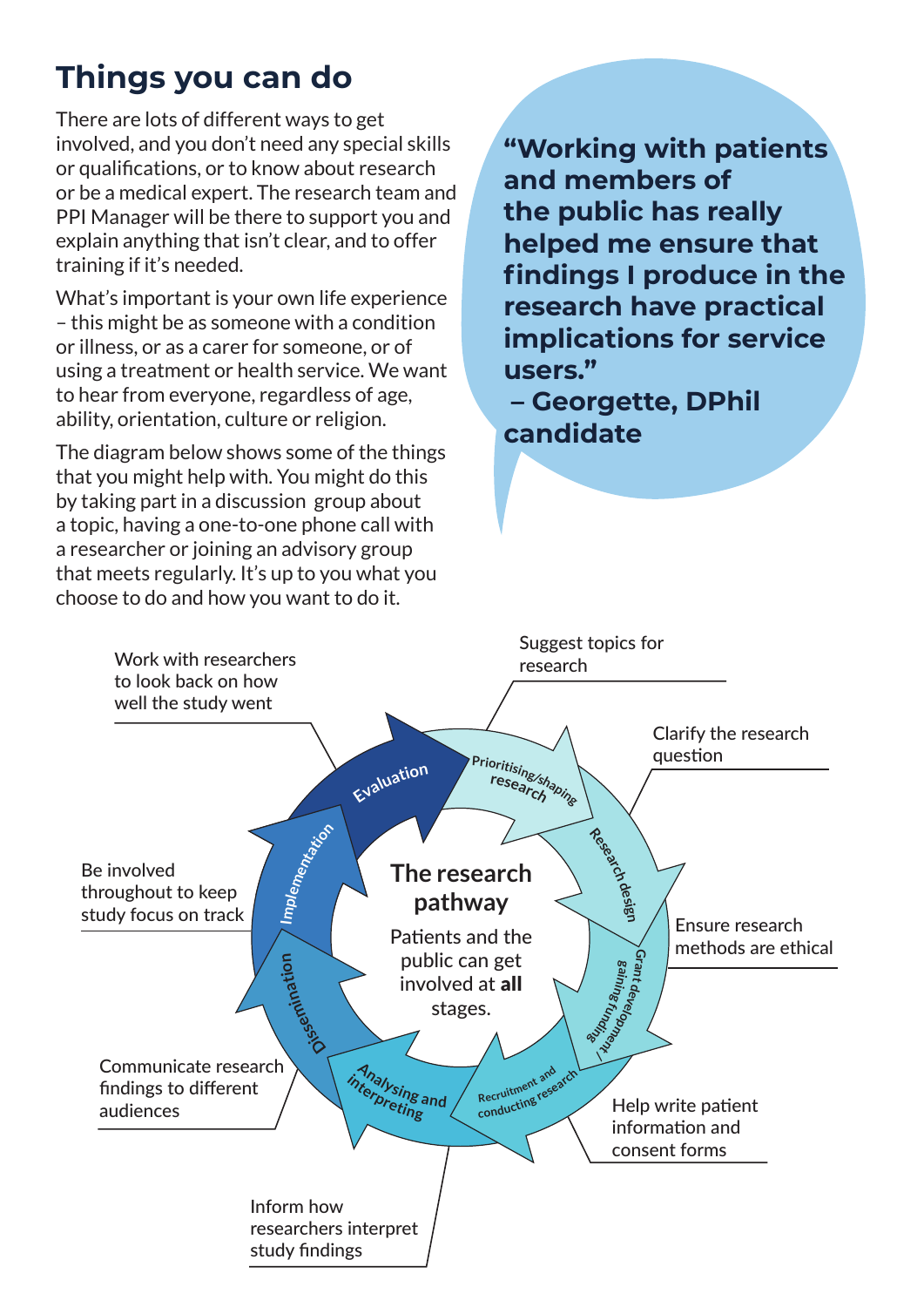## Things you can do

There are lots of different ways to get involved, and you don't need any special skills or qualifications, or to know about research or be a medical expert. The research team and PPI Manager will be there to support you and explain anything that isn't clear, and to offer training if it's needed.

What's important is your own life experience – this might be as someone with a condition or illness, or as a carer for someone, or of using a treatment or health service. We want to hear from everyone, regardless of age, ability, orientation, culture or religion.

The diagram below shows some of the things that you might help with. You might do this by taking part in a discussion group about a topic, having a one-to-one phone call with a researcher or joining an advisory group that meets regularly. It's up to you what you choose to do and how you want to do it.

**"Working with patients and members of the public has really helped me ensure that findings I produce in the research have practical implications for service users."**
**– Georgette, DPhil candidate**

**The research pathway**

Patients and the public can get involved at **all** stages.

- Prioritising/shaping research – Suggest topics for research
- Research design – Clarify the research question
- Grant development – gaining funding – Ensure research methods are ethical
- Recruitment and conducting research – Help write patient information and consent forms
- Analysing and interpreting – Inform how researchers interpret study findings
- Dissemination – Communicate research findings to different audiences
- Implementation – Be involved throughout to keep study focus on track
- Evaluation – Work with researchers to look back on how well the study went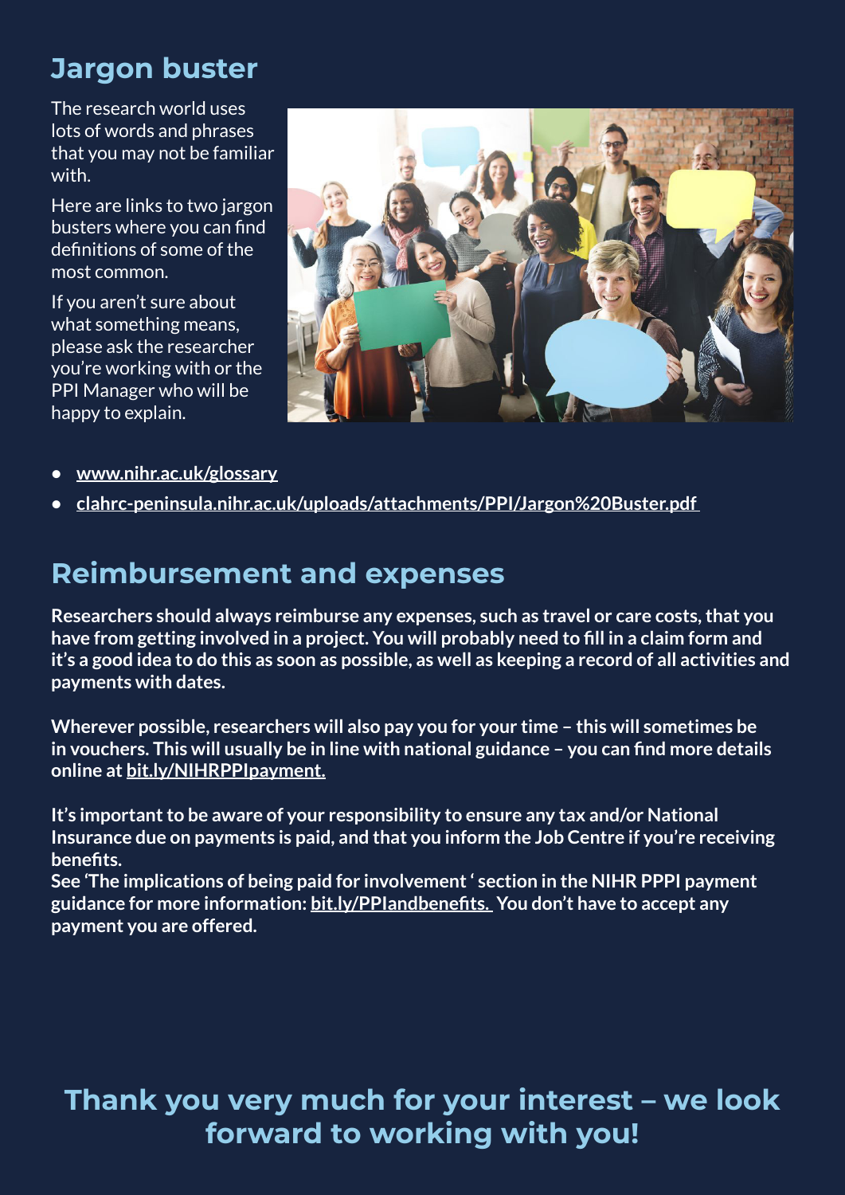## Jargon buster

The research world uses lots of words and phrases that you may not be familiar with.

Here are links to two jargon busters where you can find definitions of some of the most common.

If you aren't sure about what something means, please ask the researcher you're working with or the PPI Manager who will be happy to explain.

- www.nihr.ac.uk/glossary
- clahrc-peninsula.nihr.ac.uk/uploads/attachments/PPI/Jargon%20Buster.pdf

## Reimbursement and expenses

**Researchers should always reimburse any expenses, such as travel or care costs, that you have from getting involved in a project. You will probably need to fill in a claim form and it's a good idea to do this as soon as possible, as well as keeping a record of all activities and payments with dates.**

**Wherever possible, researchers will also pay you for your time – this will sometimes be in vouchers. This will usually be in line with national guidance – you can find more details online at bit.ly/NIHRPPIpayment.**

**It's important to be aware of your responsibility to ensure any tax and/or National Insurance due on payments is paid, and that you inform the Job Centre if you're receiving benefits.**
**See 'The implications of being paid for involvement ' section in the NIHR PPPI payment guidance for more information: bit.ly/PPIandbenefits. You don't have to accept any payment you are offered.**

## Thank you very much for your interest – we look forward to working with you!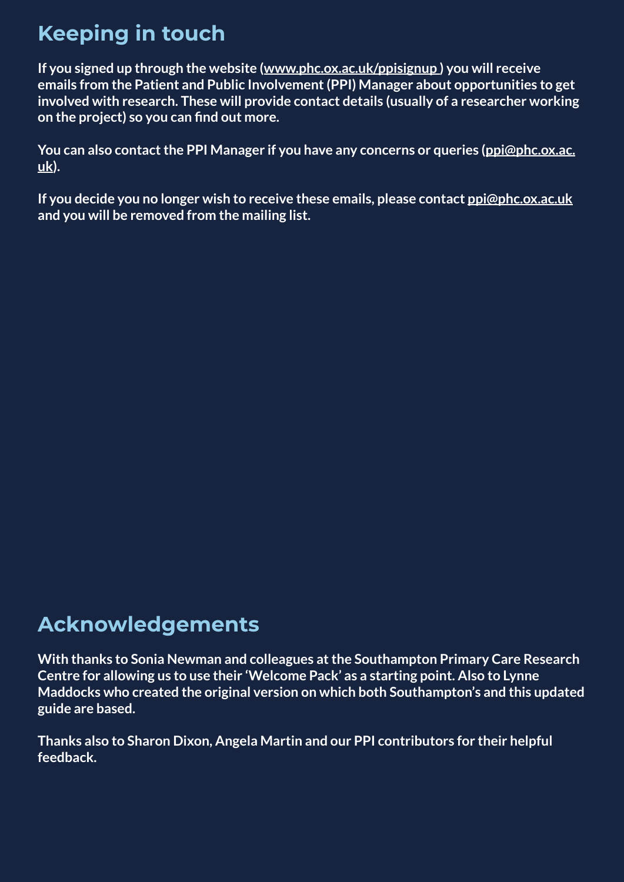## Keeping in touch

**If you signed up through the website (www.phc.ox.ac.uk/ppisignup ) you will receive emails from the Patient and Public Involvement (PPI) Manager about opportunities to get involved with research. These will provide contact details (usually of a researcher working on the project) so you can find out more.**

**You can also contact the PPI Manager if you have any concerns or queries (ppi@phc.ox.ac.uk).**

**If you decide you no longer wish to receive these emails, please contact ppi@phc.ox.ac.uk and you will be removed from the mailing list.**

## Acknowledgements

**With thanks to Sonia Newman and colleagues at the Southampton Primary Care Research Centre for allowing us to use their 'Welcome Pack' as a starting point. Also to Lynne Maddocks who created the original version on which both Southampton's and this updated guide are based.**

**Thanks also to Sharon Dixon, Angela Martin and our PPI contributors for their helpful feedback.**